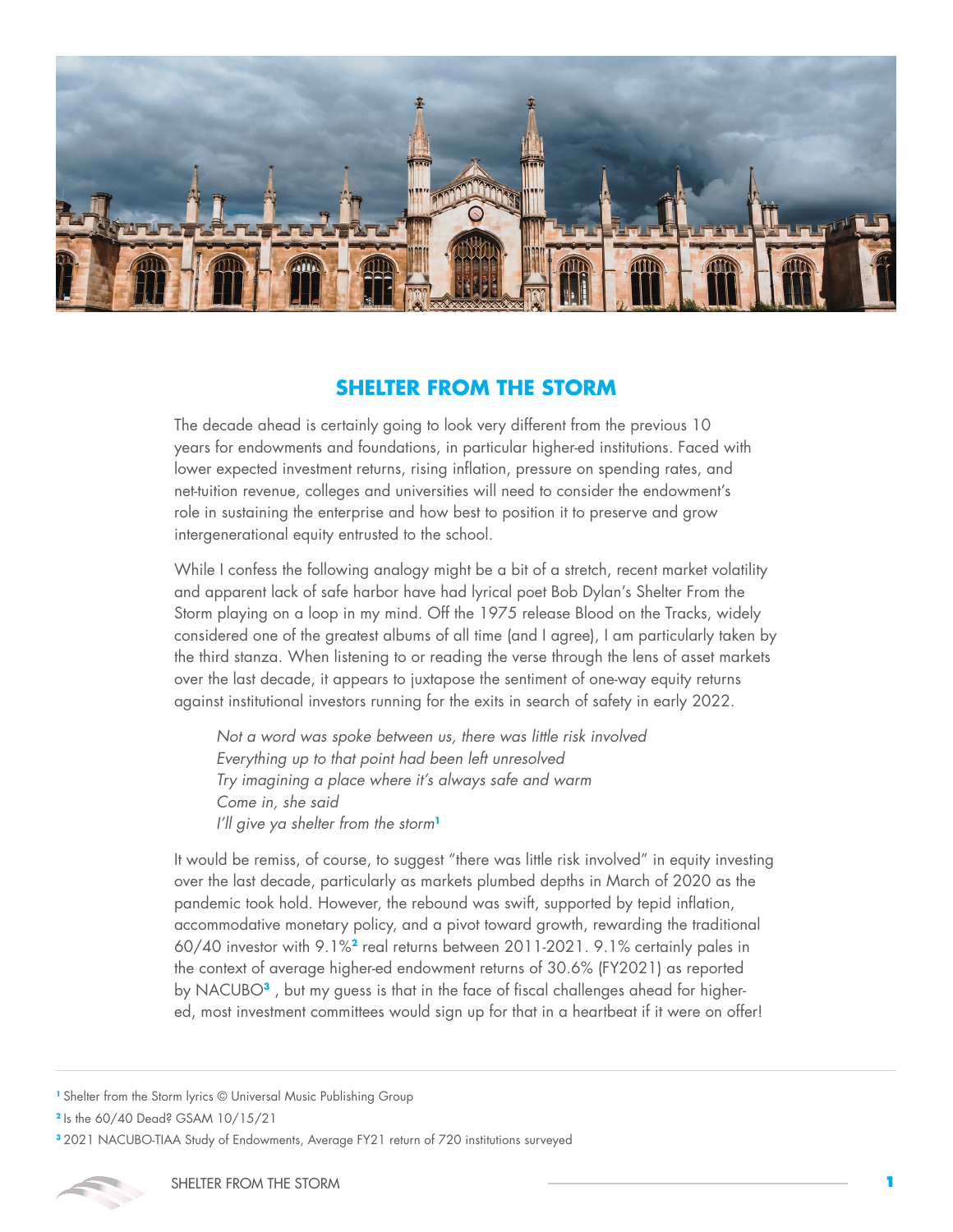## SHELTER FROM THE STORM

The decade ahead is certainly going to look very different from the previous 10 years for endowments and foundations, in particular higher-ed institutions. Faced with lower expected investment returns, rising inflation, pressure on spending rates, and net-tuition revenue, colleges and universities will need to consider the endowment's role in sustaining the enterprise and how best to position it to preserve and grow intergenerational equity entrusted to the school.

While I confess the following analogy might be a bit of a stretch, recent market volatility and apparent lack of safe harbor have had lyrical poet Bob Dylan's Shelter From the Storm playing on a loop in my mind. Off the 1975 release Blood on the Tracks, widely considered one of the greatest albums of all time (and I agree), I am particularly taken by the third stanza. When listening to or reading the verse through the lens of asset markets over the last decade, it appears to juxtapose the sentiment of one-way equity returns against institutional investors running for the exits in search of safety in early 2022.

> *Not a word was spoke between us, there was little risk involved*
> *Everything up to that point had been left unresolved*
> *Try imagining a place where it's always safe and warm*
> *Come in, she said*
> *I'll give ya shelter from the storm*[1]

It would be remiss, of course, to suggest "there was little risk involved" in equity investing over the last decade, particularly as markets plumbed depths in March of 2020 as the pandemic took hold. However, the rebound was swift, supported by tepid inflation, accommodative monetary policy, and a pivot toward growth, rewarding the traditional 60/40 investor with 9.1%[2] real returns between 2011-2021. 9.1% certainly pales in the context of average higher-ed endowment returns of 30.6% (FY2021) as reported by NACUBO[3] , but my guess is that in the face of fiscal challenges ahead for higher-ed, most investment committees would sign up for that in a heartbeat if it were on offer!

---

[1] Shelter from the Storm lyrics © Universal Music Publishing Group

[2] Is the 60/40 Dead? GSAM 10/15/21

[3] 2021 NACUBO-TIAA Study of Endowments, Average FY21 return of 720 institutions surveyed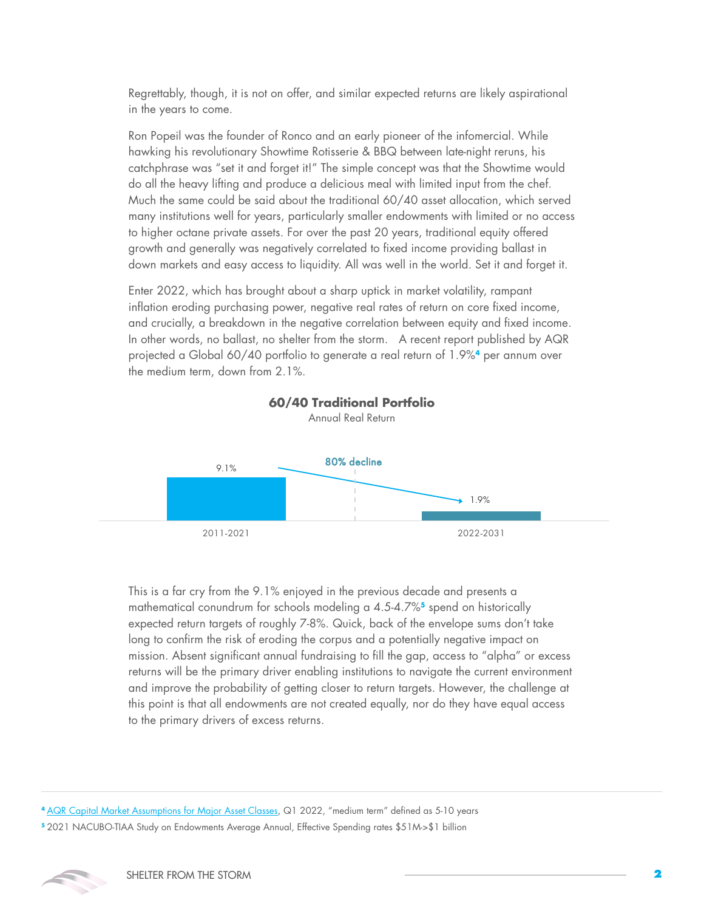Regrettably, though, it is not on offer, and similar expected returns are likely aspirational in the years to come.

Ron Popeil was the founder of Ronco and an early pioneer of the infomercial. While hawking his revolutionary Showtime Rotisserie & BBQ between late-night reruns, his catchphrase was "set it and forget it!" The simple concept was that the Showtime would do all the heavy lifting and produce a delicious meal with limited input from the chef. Much the same could be said about the traditional 60/40 asset allocation, which served many institutions well for years, particularly smaller endowments with limited or no access to higher octane private assets. For over the past 20 years, traditional equity offered growth and generally was negatively correlated to fixed income providing ballast in down markets and easy access to liquidity. All was well in the world. Set it and forget it.

Enter 2022, which has brought about a sharp uptick in market volatility, rampant inflation eroding purchasing power, negative real rates of return on core fixed income, and crucially, a breakdown in the negative correlation between equity and fixed income. In other words, no ballast, no shelter from the storm. A recent report published by AQR projected a Global 60/40 portfolio to generate a real return of 1.9%[4] per annum over the medium term, down from 2.1%.

**60/40 Traditional Portfolio**

Annual Real Return

| Period | Annual Real Return |
| --- | --- |
| 2011-2021 | 9.1% |
| 2022-2031 | 1.9% |

80% decline

This is a far cry from the 9.1% enjoyed in the previous decade and presents a mathematical conundrum for schools modeling a 4.5-4.7%[5] spend on historically expected return targets of roughly 7-8%. Quick, back of the envelope sums don't take long to confirm the risk of eroding the corpus and a potentially negative impact on mission. Absent significant annual fundraising to fill the gap, access to "alpha" or excess returns will be the primary driver enabling institutions to navigate the current environment and improve the probability of getting closer to return targets. However, the challenge at this point is that all endowments are not created equally, nor do they have equal access to the primary drivers of excess returns.

---

[4] AQR Capital Market Assumptions for Major Asset Classes, Q1 2022, "medium term" defined as 5-10 years

[5] 2021 NACUBO-TIAA Study on Endowments Average Annual, Effective Spending rates $51M->$1 billion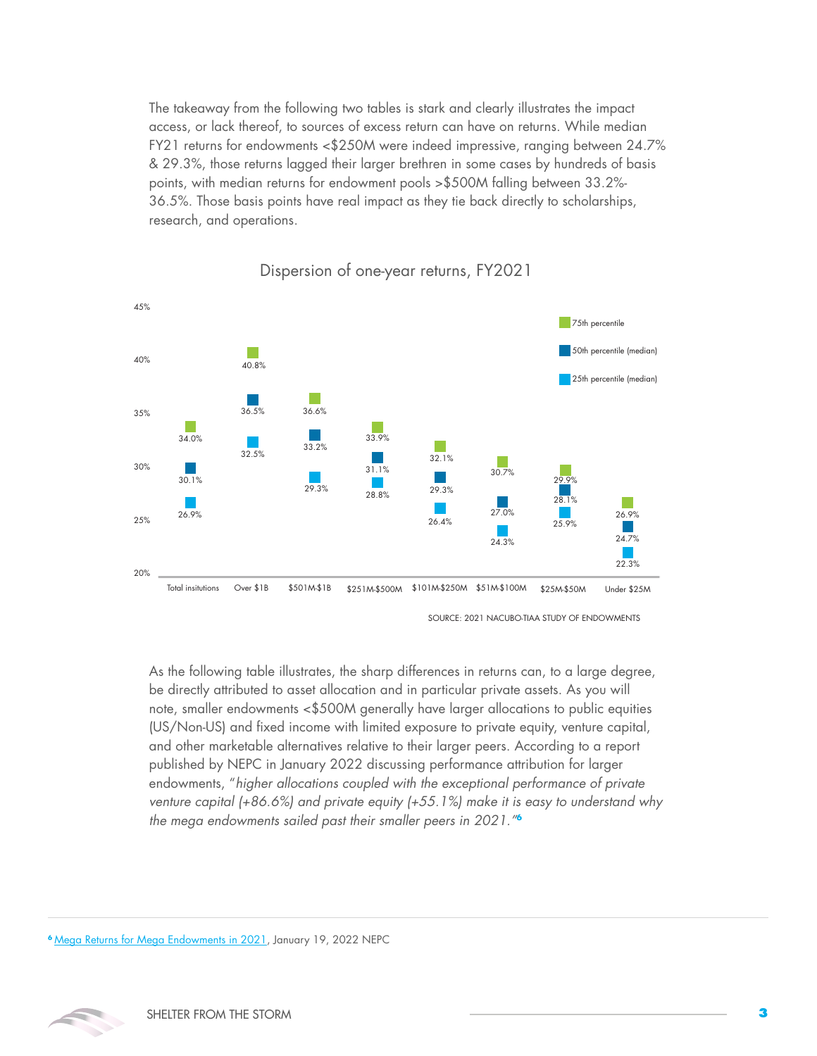The takeaway from the following two tables is stark and clearly illustrates the impact access, or lack thereof, to sources of excess return can have on returns. While median FY21 returns for endowments <$250M were indeed impressive, ranging between 24.7% & 29.3%, those returns lagged their larger brethren in some cases by hundreds of basis points, with median returns for endowment pools >$500M falling between 33.2%-36.5%. Those basis points have real impact as they tie back directly to scholarships, research, and operations.

### Dispersion of one-year returns, FY2021

| | Total insitutions | Over $1B | $501M-$1B | $251M-$500M | $101M-$250M | $51M-$100M | $25M-$50M | Under $25M |
|---|---|---|---|---|---|---|---|---|
| 75th percentile | 34.0% | 40.8% | 36.6% | 33.9% | 32.1% | 30.7% | 29.9% | 26.9% |
| 50th percentile (median) | 30.1% | 36.5% | 33.2% | 31.1% | 29.3% | 27.0% | 28.1% | 24.7% |
| 25th percentile (median) | 26.9% | 32.5% | 29.3% | 28.8% | 26.4% | 24.3% | 25.9% | 22.3% |

SOURCE: 2021 NACUBO-TIAA STUDY OF ENDOWMENTS

As the following table illustrates, the sharp differences in returns can, to a large degree, be directly attributed to asset allocation and in particular private assets. As you will note, smaller endowments <$500M generally have larger allocations to public equities (US/Non-US) and fixed income with limited exposure to private equity, venture capital, and other marketable alternatives relative to their larger peers. According to a report published by NEPC in January 2022 discussing performance attribution for larger endowments, "*higher allocations coupled with the exceptional performance of private venture capital (+86.6%) and private equity (+55.1%) make it is easy to understand why the mega endowments sailed past their smaller peers in 2021.*"[6]

---

[6] Mega Returns for Mega Endowments in 2021, January 19, 2022 NEPC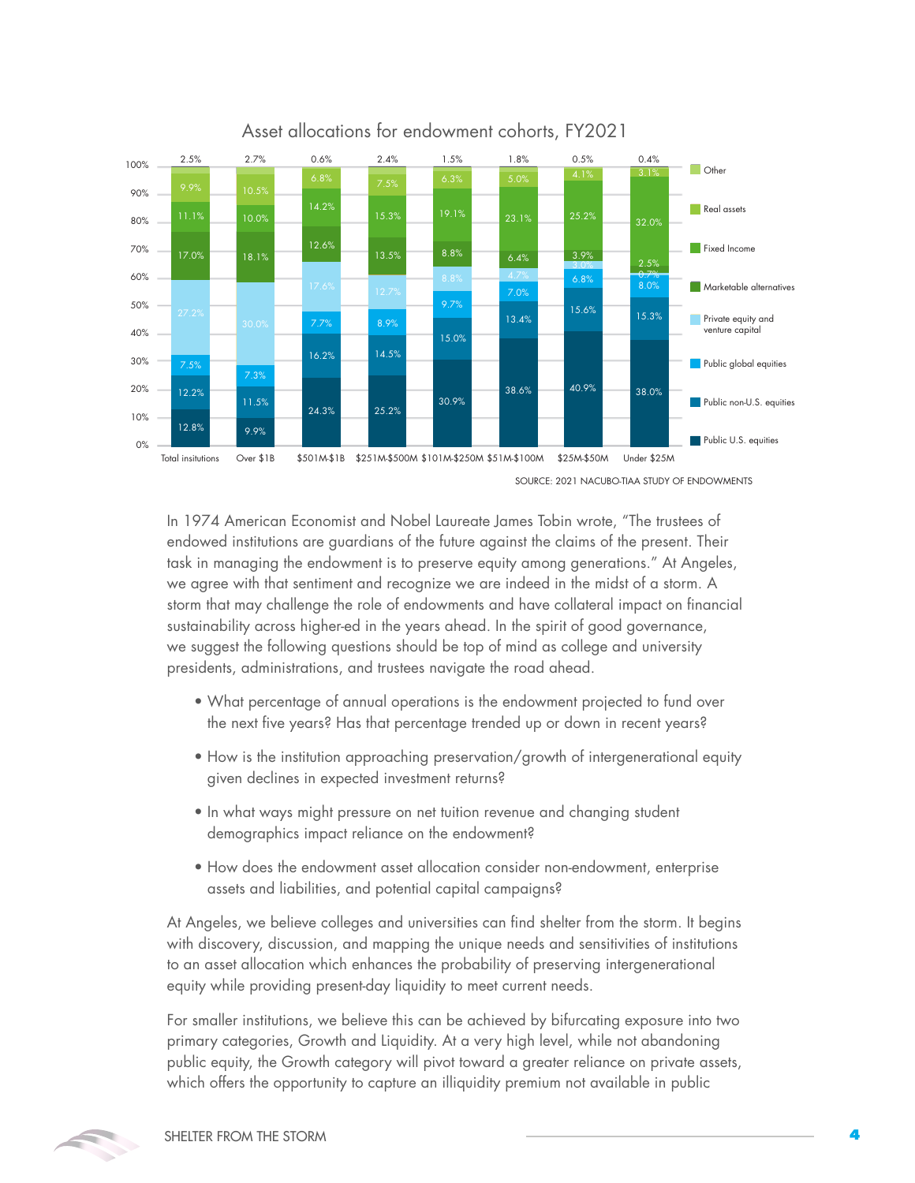Asset allocations for endowment cohorts, FY2021

| | Total insitutions | Over $1B | $501M-$1B | $251M-$500M | $101M-$250M | $51M-$100M | $25M-$50M | Under $25M |
|---|---|---|---|---|---|---|---|---|
| Other | 2.5% | 2.7% | 0.6% | 2.4% | 1.5% | 1.8% | 0.5% | 0.4% |
| Real assets | 9.9% | 10.5% | 6.8% | 7.5% | 6.3% | 5.0% | 4.1% | 3.1% |
| Fixed Income | 11.1% | 10.0% | 14.2% | 15.3% | 19.1% | 23.1% | 25.2% | 32.0% |
| Marketable alternatives | 17.0% | 18.1% | 12.6% | 13.5% | 8.8% | 6.4% | 3.9% | 2.5% |
| Private equity and venture capital | 27.2% | 30.0% | 17.6% | 12.7% | 8.8% | 4.7% | 3.0% | 0.7% |
| Public global equities | 7.5% | 7.3% | 7.7% | 8.9% | 9.7% | 7.0% | 6.8% | 8.0% |
| Public non-U.S. equities | 12.2% | 11.5% | 16.2% | 14.5% | 15.0% | 13.4% | 15.6% | 15.3% |
| Public U.S. equities | 12.8% | 9.9% | 24.3% | 25.2% | 30.9% | 38.6% | 40.9% | 38.0% |

SOURCE: 2021 NACUBO-TIAA STUDY OF ENDOWMENTS

In 1974 American Economist and Nobel Laureate James Tobin wrote, "The trustees of endowed institutions are guardians of the future against the claims of the present. Their task in managing the endowment is to preserve equity among generations." At Angeles, we agree with that sentiment and recognize we are indeed in the midst of a storm. A storm that may challenge the role of endowments and have collateral impact on financial sustainability across higher-ed in the years ahead. In the spirit of good governance, we suggest the following questions should be top of mind as college and university presidents, administrations, and trustees navigate the road ahead.

- What percentage of annual operations is the endowment projected to fund over the next five years? Has that percentage trended up or down in recent years?
- How is the institution approaching preservation/growth of intergenerational equity given declines in expected investment returns?
- In what ways might pressure on net tuition revenue and changing student demographics impact reliance on the endowment?
- How does the endowment asset allocation consider non-endowment, enterprise assets and liabilities, and potential capital campaigns?

At Angeles, we believe colleges and universities can find shelter from the storm. It begins with discovery, discussion, and mapping the unique needs and sensitivities of institutions to an asset allocation which enhances the probability of preserving intergenerational equity while providing present-day liquidity to meet current needs.

For smaller institutions, we believe this can be achieved by bifurcating exposure into two primary categories, Growth and Liquidity. At a very high level, while not abandoning public equity, the Growth category will pivot toward a greater reliance on private assets, which offers the opportunity to capture an illiquidity premium not available in public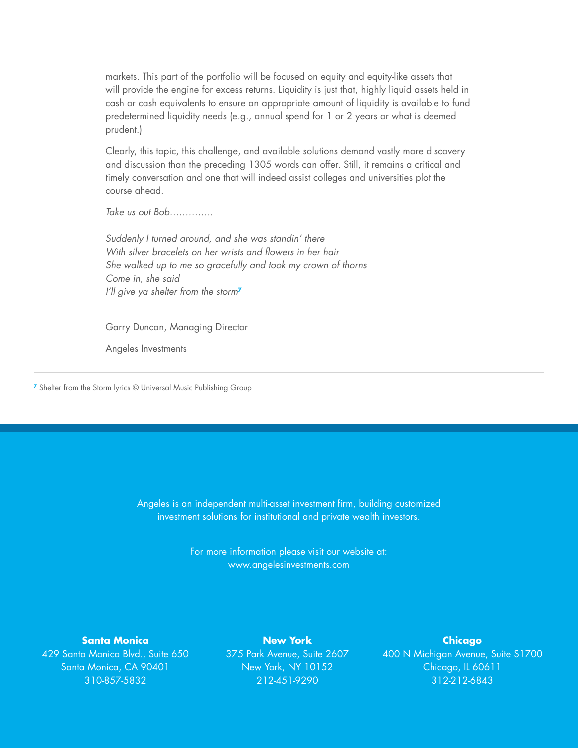markets. This part of the portfolio will be focused on equity and equity-like assets that will provide the engine for excess returns. Liquidity is just that, highly liquid assets held in cash or cash equivalents to ensure an appropriate amount of liquidity is available to fund predetermined liquidity needs (e.g., annual spend for 1 or 2 years or what is deemed prudent.)

Clearly, this topic, this challenge, and available solutions demand vastly more discovery and discussion than the preceding 1305 words can offer. Still, it remains a critical and timely conversation and one that will indeed assist colleges and universities plot the course ahead.

*Take us out Bob…………..*

*Suddenly I turned around, and she was standin' there*
*With silver bracelets on her wrists and flowers in her hair*
*She walked up to me so gracefully and took my crown of thorns*
*Come in, she said*
*I'll give ya shelter from the storm*[7]

Garry Duncan, Managing Director

Angeles Investments

---

[7] Shelter from the Storm lyrics © Universal Music Publishing Group

Angeles is an independent multi-asset investment firm, building customized investment solutions for institutional and private wealth investors.

For more information please visit our website at:
www.angelesinvestments.com

**Santa Monica**
429 Santa Monica Blvd., Suite 650
Santa Monica, CA 90401
310-857-5832

**New York**
375 Park Avenue, Suite 2607
New York, NY 10152
212-451-9290

**Chicago**
400 N Michigan Avenue, Suite S1700
Chicago, IL 60611
312-212-6843